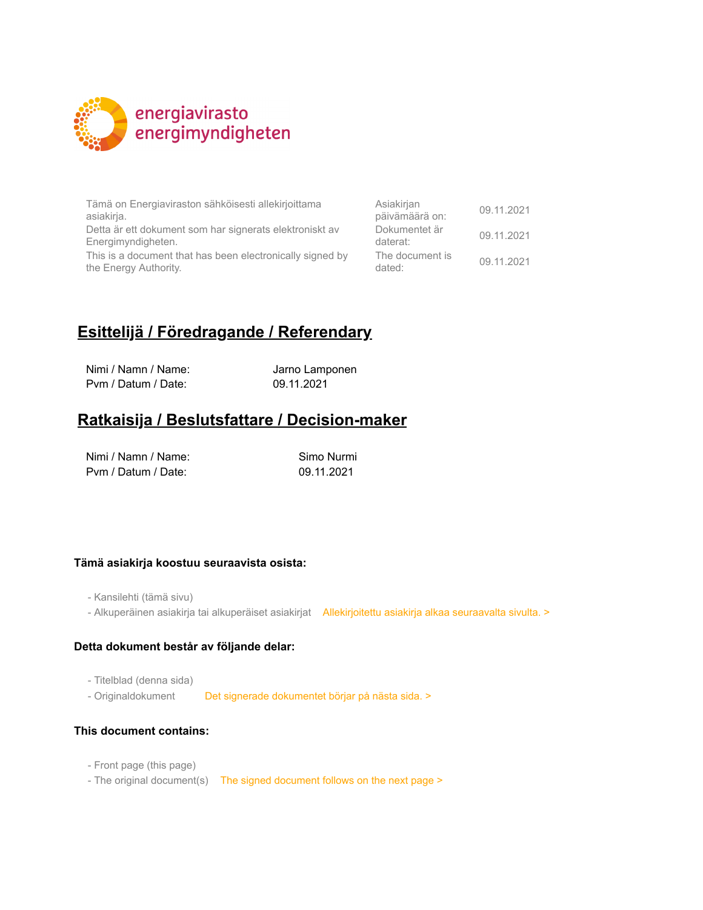energiavirasto
energimyndigheten

| | | |
|---|---|---|
| Tämä on Energiaviraston sähköisesti allekirjoittama asiakirja. | Asiakirjan päivämäärä on: | 09.11.2021 |
| Detta är ett dokument som har signerats elektroniskt av Energimyndigheten. | Dokumentet är daterat: | 09.11.2021 |
| This is a document that has been electronically signed by the Energy Authority. | The document is dated: | 09.11.2021 |

## Esittelijä / Föredragande / Referendary

Nimi / Namn / Name: Jarno Lamponen
Pvm / Datum / Date: 09.11.2021

## Ratkaisija / Beslutsfattare / Decision-maker

Nimi / Namn / Name: Simo Nurmi
Pvm / Datum / Date: 09.11.2021

**Tämä asiakirja koostuu seuraavista osista:**

- Kansilehti (tämä sivu)
- Alkuperäinen asiakirja tai alkuperäiset asiakirjat — Allekirjoitettu asiakirja alkaa seuraavalta sivulta. >

**Detta dokument består av följande delar:**

- Titelblad (denna sida)
- Originaldokument — Det signerade dokumentet börjar på nästa sida. >

**This document contains:**

- Front page (this page)
- The original document(s) — The signed document follows on the next page >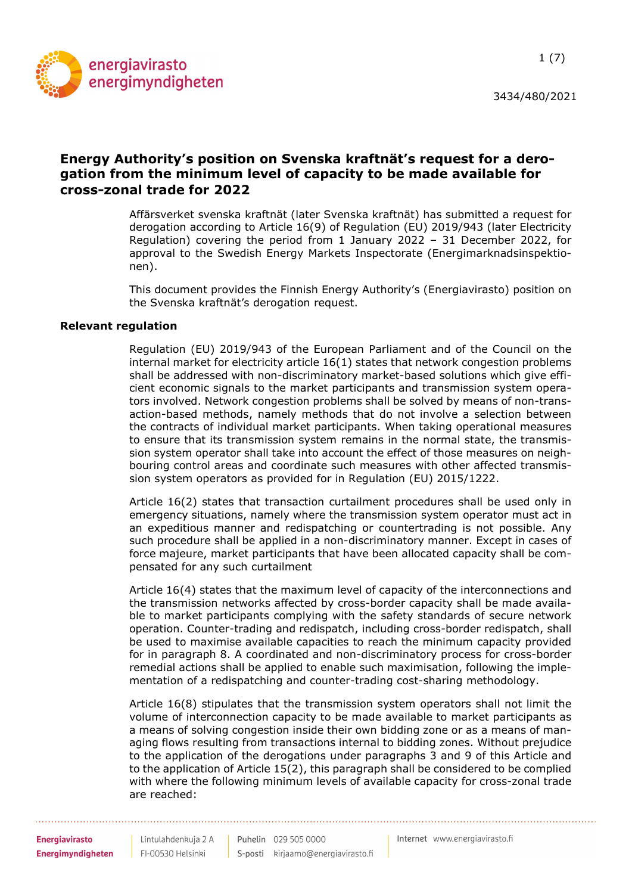# Energy Authority's position on Svenska kraftnät's request for a derogation from the minimum level of capacity to be made available for cross-zonal trade for 2022

Affärsverket svenska kraftnät (later Svenska kraftnät) has submitted a request for derogation according to Article 16(9) of Regulation (EU) 2019/943 (later Electricity Regulation) covering the period from 1 January 2022 – 31 December 2022, for approval to the Swedish Energy Markets Inspectorate (Energimarknadsinspektionen).

This document provides the Finnish Energy Authority's (Energiavirasto) position on the Svenska kraftnät's derogation request.

**Relevant regulation**

Regulation (EU) 2019/943 of the European Parliament and of the Council on the internal market for electricity article 16(1) states that network congestion problems shall be addressed with non-discriminatory market-based solutions which give efficient economic signals to the market participants and transmission system operators involved. Network congestion problems shall be solved by means of non-transaction-based methods, namely methods that do not involve a selection between the contracts of individual market participants. When taking operational measures to ensure that its transmission system remains in the normal state, the transmission system operator shall take into account the effect of those measures on neighbouring control areas and coordinate such measures with other affected transmission system operators as provided for in Regulation (EU) 2015/1222.

Article 16(2) states that transaction curtailment procedures shall be used only in emergency situations, namely where the transmission system operator must act in an expeditious manner and redispatching or countertrading is not possible. Any such procedure shall be applied in a non-discriminatory manner. Except in cases of force majeure, market participants that have been allocated capacity shall be compensated for any such curtailment

Article 16(4) states that the maximum level of capacity of the interconnections and the transmission networks affected by cross-border capacity shall be made available to market participants complying with the safety standards of secure network operation. Counter-trading and redispatch, including cross-border redispatch, shall be used to maximise available capacities to reach the minimum capacity provided for in paragraph 8. A coordinated and non-discriminatory process for cross-border remedial actions shall be applied to enable such maximisation, following the implementation of a redispatching and counter-trading cost-sharing methodology.

Article 16(8) stipulates that the transmission system operators shall not limit the volume of interconnection capacity to be made available to market participants as a means of solving congestion inside their own bidding zone or as a means of managing flows resulting from transactions internal to bidding zones. Without prejudice to the application of the derogations under paragraphs 3 and 9 of this Article and to the application of Article 15(2), this paragraph shall be considered to be complied with where the following minimum levels of available capacity for cross-zonal trade are reached: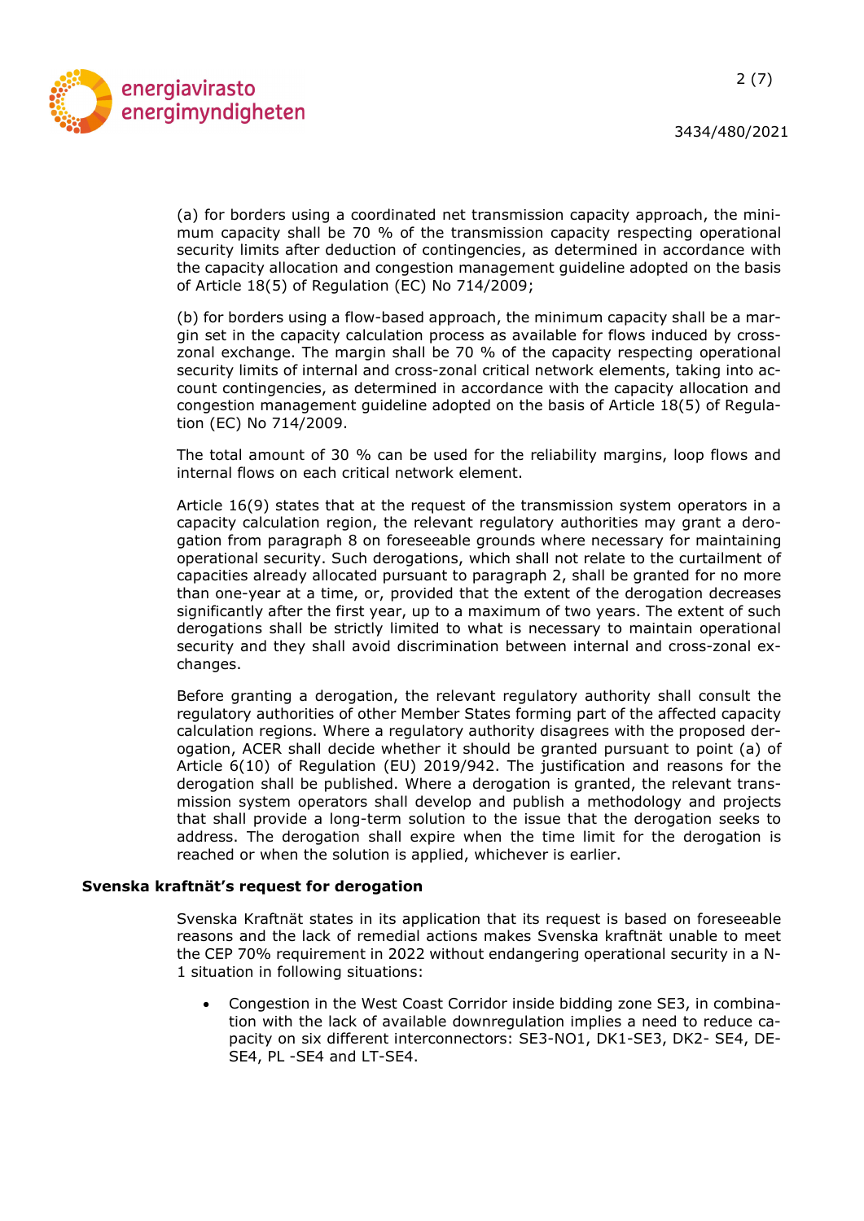(a) for borders using a coordinated net transmission capacity approach, the minimum capacity shall be 70 % of the transmission capacity respecting operational security limits after deduction of contingencies, as determined in accordance with the capacity allocation and congestion management guideline adopted on the basis of Article 18(5) of Regulation (EC) No 714/2009;

(b) for borders using a flow-based approach, the minimum capacity shall be a margin set in the capacity calculation process as available for flows induced by cross-zonal exchange. The margin shall be 70 % of the capacity respecting operational security limits of internal and cross-zonal critical network elements, taking into account contingencies, as determined in accordance with the capacity allocation and congestion management guideline adopted on the basis of Article 18(5) of Regulation (EC) No 714/2009.

The total amount of 30 % can be used for the reliability margins, loop flows and internal flows on each critical network element.

Article 16(9) states that at the request of the transmission system operators in a capacity calculation region, the relevant regulatory authorities may grant a derogation from paragraph 8 on foreseeable grounds where necessary for maintaining operational security. Such derogations, which shall not relate to the curtailment of capacities already allocated pursuant to paragraph 2, shall be granted for no more than one-year at a time, or, provided that the extent of the derogation decreases significantly after the first year, up to a maximum of two years. The extent of such derogations shall be strictly limited to what is necessary to maintain operational security and they shall avoid discrimination between internal and cross-zonal exchanges.

Before granting a derogation, the relevant regulatory authority shall consult the regulatory authorities of other Member States forming part of the affected capacity calculation regions. Where a regulatory authority disagrees with the proposed derogation, ACER shall decide whether it should be granted pursuant to point (a) of Article 6(10) of Regulation (EU) 2019/942. The justification and reasons for the derogation shall be published. Where a derogation is granted, the relevant transmission system operators shall develop and publish a methodology and projects that shall provide a long-term solution to the issue that the derogation seeks to address. The derogation shall expire when the time limit for the derogation is reached or when the solution is applied, whichever is earlier.

**Svenska kraftnät's request for derogation**

Svenska Kraftnät states in its application that its request is based on foreseeable reasons and the lack of remedial actions makes Svenska kraftnät unable to meet the CEP 70% requirement in 2022 without endangering operational security in a N-1 situation in following situations:

- Congestion in the West Coast Corridor inside bidding zone SE3, in combination with the lack of available downregulation implies a need to reduce capacity on six different interconnectors: SE3-NO1, DK1-SE3, DK2- SE4, DE-SE4, PL -SE4 and LT-SE4.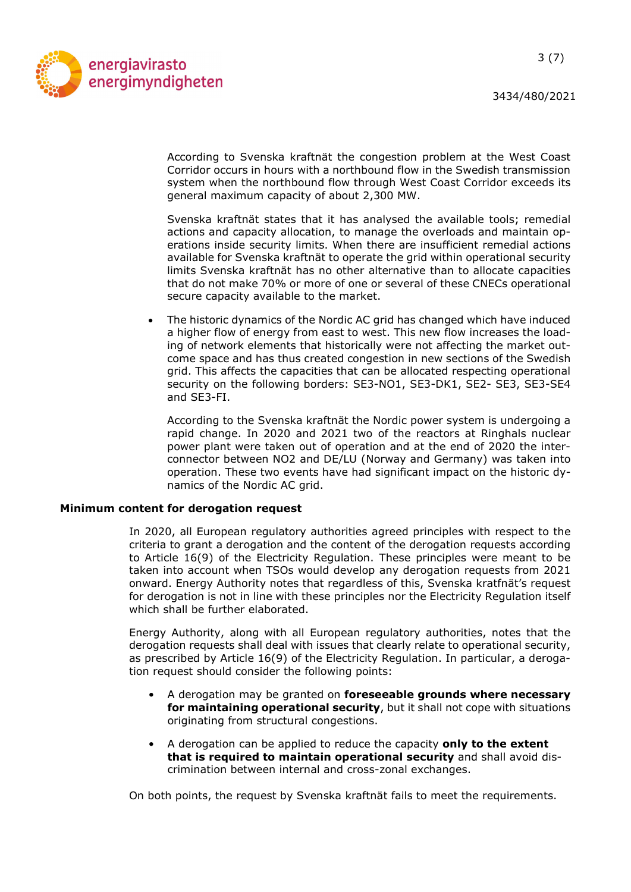According to Svenska kraftnät the congestion problem at the West Coast Corridor occurs in hours with a northbound flow in the Swedish transmission system when the northbound flow through West Coast Corridor exceeds its general maximum capacity of about 2,300 MW.

Svenska kraftnät states that it has analysed the available tools; remedial actions and capacity allocation, to manage the overloads and maintain operations inside security limits. When there are insufficient remedial actions available for Svenska kraftnät to operate the grid within operational security limits Svenska kraftnät has no other alternative than to allocate capacities that do not make 70% or more of one or several of these CNECs operational secure capacity available to the market.

- The historic dynamics of the Nordic AC grid has changed which have induced a higher flow of energy from east to west. This new flow increases the loading of network elements that historically were not affecting the market outcome space and has thus created congestion in new sections of the Swedish grid. This affects the capacities that can be allocated respecting operational security on the following borders: SE3-NO1, SE3-DK1, SE2- SE3, SE3-SE4 and SE3-FI.

  According to the Svenska kraftnät the Nordic power system is undergoing a rapid change. In 2020 and 2021 two of the reactors at Ringhals nuclear power plant were taken out of operation and at the end of 2020 the interconnector between NO2 and DE/LU (Norway and Germany) was taken into operation. These two events have had significant impact on the historic dynamics of the Nordic AC grid.

**Minimum content for derogation request**

In 2020, all European regulatory authorities agreed principles with respect to the criteria to grant a derogation and the content of the derogation requests according to Article 16(9) of the Electricity Regulation. These principles were meant to be taken into account when TSOs would develop any derogation requests from 2021 onward. Energy Authority notes that regardless of this, Svenska kratfnät's request for derogation is not in line with these principles nor the Electricity Regulation itself which shall be further elaborated.

Energy Authority, along with all European regulatory authorities, notes that the derogation requests shall deal with issues that clearly relate to operational security, as prescribed by Article 16(9) of the Electricity Regulation. In particular, a derogation request should consider the following points:

- A derogation may be granted on **foreseeable grounds where necessary for maintaining operational security**, but it shall not cope with situations originating from structural congestions.

- A derogation can be applied to reduce the capacity **only to the extent that is required to maintain operational security** and shall avoid discrimination between internal and cross-zonal exchanges.

On both points, the request by Svenska kraftnät fails to meet the requirements.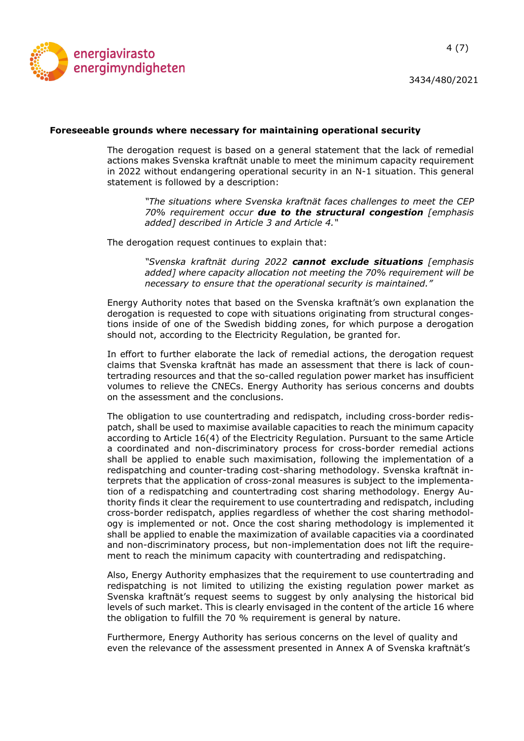**Foreseeable grounds where necessary for maintaining operational security**

The derogation request is based on a general statement that the lack of remedial actions makes Svenska kraftnät unable to meet the minimum capacity requirement in 2022 without endangering operational security in an N-1 situation. This general statement is followed by a description:

> *"The situations where Svenska kraftnät faces challenges to meet the CEP 70% requirement occur* ***due to the structural congestion*** *[emphasis added] described in Article 3 and Article 4."*

The derogation request continues to explain that:

> *"Svenska kraftnät during 2022* ***cannot exclude situations*** *[emphasis added] where capacity allocation not meeting the 70% requirement will be necessary to ensure that the operational security is maintained."*

Energy Authority notes that based on the Svenska kraftnät's own explanation the derogation is requested to cope with situations originating from structural congestions inside of one of the Swedish bidding zones, for which purpose a derogation should not, according to the Electricity Regulation, be granted for.

In effort to further elaborate the lack of remedial actions, the derogation request claims that Svenska kraftnät has made an assessment that there is lack of countertrading resources and that the so-called regulation power market has insufficient volumes to relieve the CNECs. Energy Authority has serious concerns and doubts on the assessment and the conclusions.

The obligation to use countertrading and redispatch, including cross-border redispatch, shall be used to maximise available capacities to reach the minimum capacity according to Article 16(4) of the Electricity Regulation. Pursuant to the same Article a coordinated and non-discriminatory process for cross-border remedial actions shall be applied to enable such maximisation, following the implementation of a redispatching and counter-trading cost-sharing methodology. Svenska kraftnät interprets that the application of cross-zonal measures is subject to the implementation of a redispatching and countertrading cost sharing methodology. Energy Authority finds it clear the requirement to use countertrading and redispatch, including cross-border redispatch, applies regardless of whether the cost sharing methodology is implemented or not. Once the cost sharing methodology is implemented it shall be applied to enable the maximization of available capacities via a coordinated and non-discriminatory process, but non-implementation does not lift the requirement to reach the minimum capacity with countertrading and redispatching.

Also, Energy Authority emphasizes that the requirement to use countertrading and redispatching is not limited to utilizing the existing regulation power market as Svenska kraftnät's request seems to suggest by only analysing the historical bid levels of such market. This is clearly envisaged in the content of the article 16 where the obligation to fulfill the 70 % requirement is general by nature.

Furthermore, Energy Authority has serious concerns on the level of quality and even the relevance of the assessment presented in Annex A of Svenska kraftnät's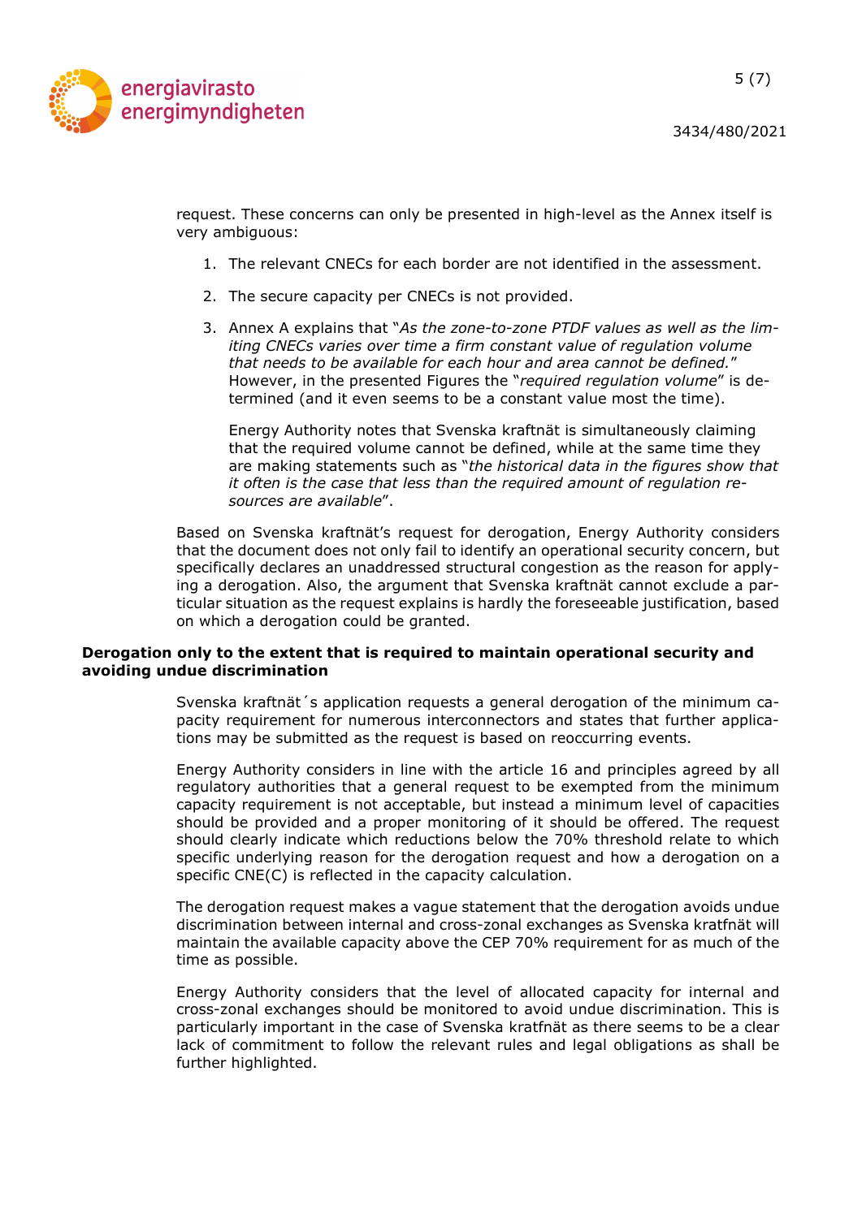request. These concerns can only be presented in high-level as the Annex itself is very ambiguous:

1. The relevant CNECs for each border are not identified in the assessment.
2. The secure capacity per CNECs is not provided.
3. Annex A explains that "*As the zone-to-zone PTDF values as well as the limiting CNECs varies over time a firm constant value of regulation volume that needs to be available for each hour and area cannot be defined.*" However, in the presented Figures the "*required regulation volume*" is determined (and it even seems to be a constant value most the time).

   Energy Authority notes that Svenska kraftnät is simultaneously claiming that the required volume cannot be defined, while at the same time they are making statements such as "*the historical data in the figures show that it often is the case that less than the required amount of regulation resources are available*".

Based on Svenska kraftnät's request for derogation, Energy Authority considers that the document does not only fail to identify an operational security concern, but specifically declares an unaddressed structural congestion as the reason for applying a derogation. Also, the argument that Svenska kraftnät cannot exclude a particular situation as the request explains is hardly the foreseeable justification, based on which a derogation could be granted.

**Derogation only to the extent that is required to maintain operational security and avoiding undue discrimination**

Svenska kraftnät´s application requests a general derogation of the minimum capacity requirement for numerous interconnectors and states that further applications may be submitted as the request is based on reoccurring events.

Energy Authority considers in line with the article 16 and principles agreed by all regulatory authorities that a general request to be exempted from the minimum capacity requirement is not acceptable, but instead a minimum level of capacities should be provided and a proper monitoring of it should be offered. The request should clearly indicate which reductions below the 70% threshold relate to which specific underlying reason for the derogation request and how a derogation on a specific CNE(C) is reflected in the capacity calculation.

The derogation request makes a vague statement that the derogation avoids undue discrimination between internal and cross-zonal exchanges as Svenska kratfnät will maintain the available capacity above the CEP 70% requirement for as much of the time as possible.

Energy Authority considers that the level of allocated capacity for internal and cross-zonal exchanges should be monitored to avoid undue discrimination. This is particularly important in the case of Svenska kratfnät as there seems to be a clear lack of commitment to follow the relevant rules and legal obligations as shall be further highlighted.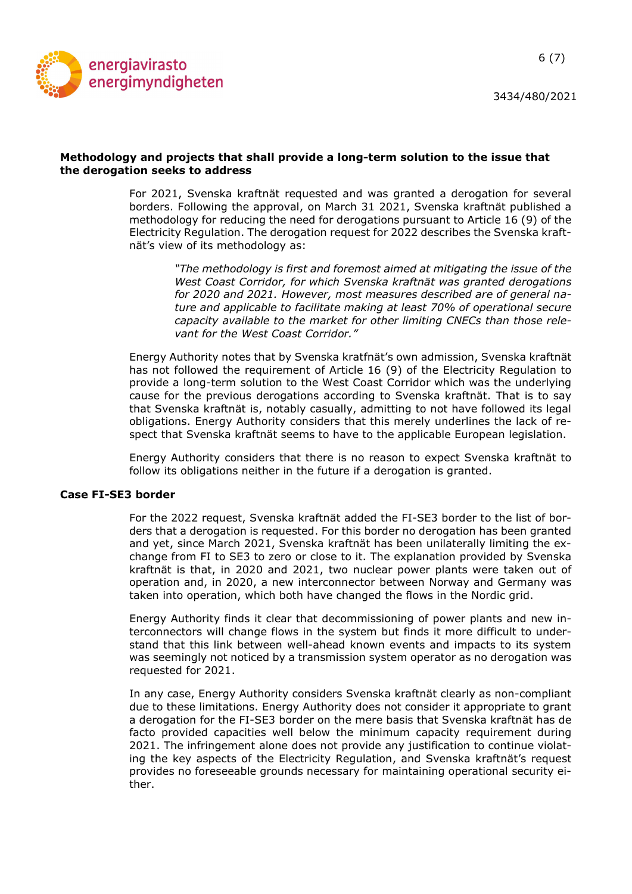**Methodology and projects that shall provide a long-term solution to the issue that the derogation seeks to address**

For 2021, Svenska kraftnät requested and was granted a derogation for several borders. Following the approval, on March 31 2021, Svenska kraftnät published a methodology for reducing the need for derogations pursuant to Article 16 (9) of the Electricity Regulation. The derogation request for 2022 describes the Svenska kraftnät's view of its methodology as:

> *"The methodology is first and foremost aimed at mitigating the issue of the West Coast Corridor, for which Svenska kraftnät was granted derogations for 2020 and 2021. However, most measures described are of general nature and applicable to facilitate making at least 70% of operational secure capacity available to the market for other limiting CNECs than those relevant for the West Coast Corridor."*

Energy Authority notes that by Svenska kratfnät's own admission, Svenska kraftnät has not followed the requirement of Article 16 (9) of the Electricity Regulation to provide a long-term solution to the West Coast Corridor which was the underlying cause for the previous derogations according to Svenska kraftnät. That is to say that Svenska kraftnät is, notably casually, admitting to not have followed its legal obligations. Energy Authority considers that this merely underlines the lack of respect that Svenska kraftnät seems to have to the applicable European legislation.

Energy Authority considers that there is no reason to expect Svenska kraftnät to follow its obligations neither in the future if a derogation is granted.

**Case FI-SE3 border**

For the 2022 request, Svenska kraftnät added the FI-SE3 border to the list of borders that a derogation is requested. For this border no derogation has been granted and yet, since March 2021, Svenska kraftnät has been unilaterally limiting the exchange from FI to SE3 to zero or close to it. The explanation provided by Svenska kraftnät is that, in 2020 and 2021, two nuclear power plants were taken out of operation and, in 2020, a new interconnector between Norway and Germany was taken into operation, which both have changed the flows in the Nordic grid.

Energy Authority finds it clear that decommissioning of power plants and new interconnectors will change flows in the system but finds it more difficult to understand that this link between well-ahead known events and impacts to its system was seemingly not noticed by a transmission system operator as no derogation was requested for 2021.

In any case, Energy Authority considers Svenska kraftnät clearly as non-compliant due to these limitations. Energy Authority does not consider it appropriate to grant a derogation for the FI-SE3 border on the mere basis that Svenska kraftnät has de facto provided capacities well below the minimum capacity requirement during 2021. The infringement alone does not provide any justification to continue violating the key aspects of the Electricity Regulation, and Svenska kraftnät's request provides no foreseeable grounds necessary for maintaining operational security either.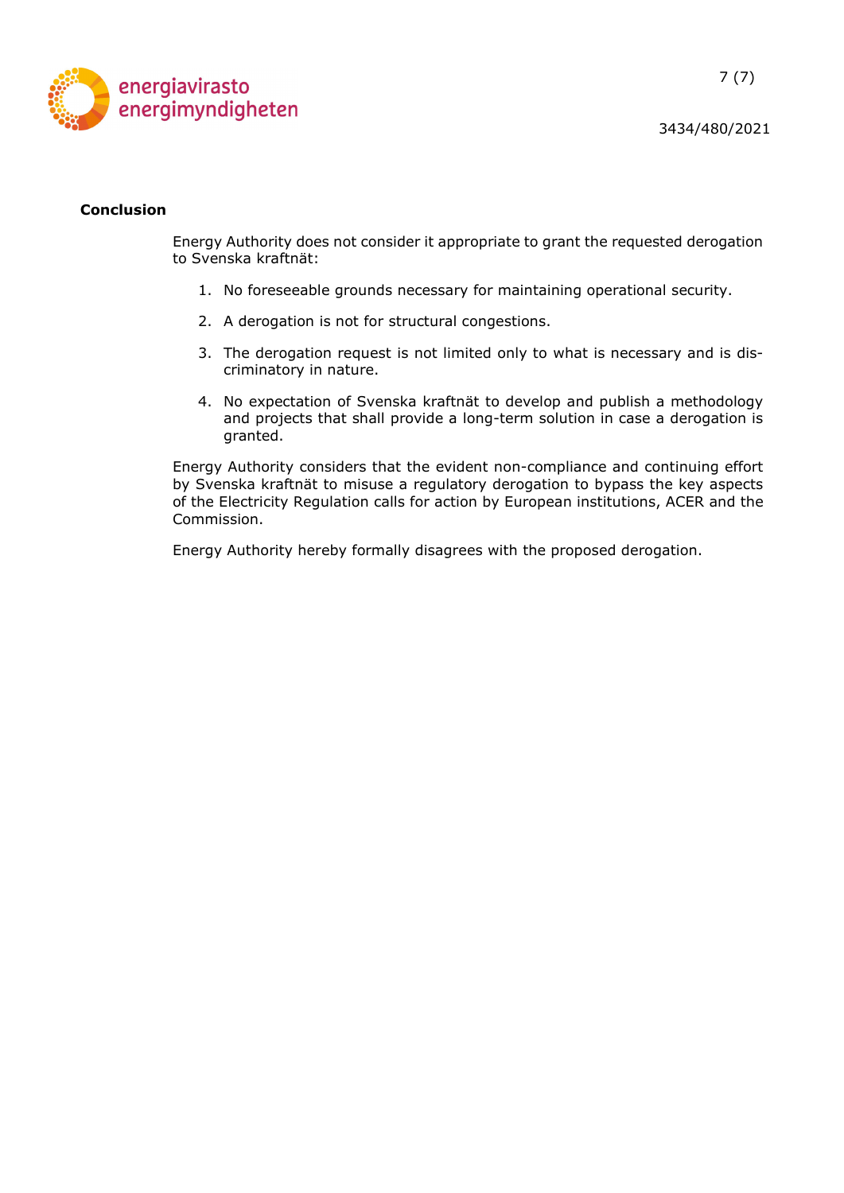**Conclusion**

Energy Authority does not consider it appropriate to grant the requested derogation to Svenska kraftnät:

1. No foreseeable grounds necessary for maintaining operational security.
2. A derogation is not for structural congestions.
3. The derogation request is not limited only to what is necessary and is discriminatory in nature.
4. No expectation of Svenska kraftnät to develop and publish a methodology and projects that shall provide a long-term solution in case a derogation is granted.

Energy Authority considers that the evident non-compliance and continuing effort by Svenska kraftnät to misuse a regulatory derogation to bypass the key aspects of the Electricity Regulation calls for action by European institutions, ACER and the Commission.

Energy Authority hereby formally disagrees with the proposed derogation.